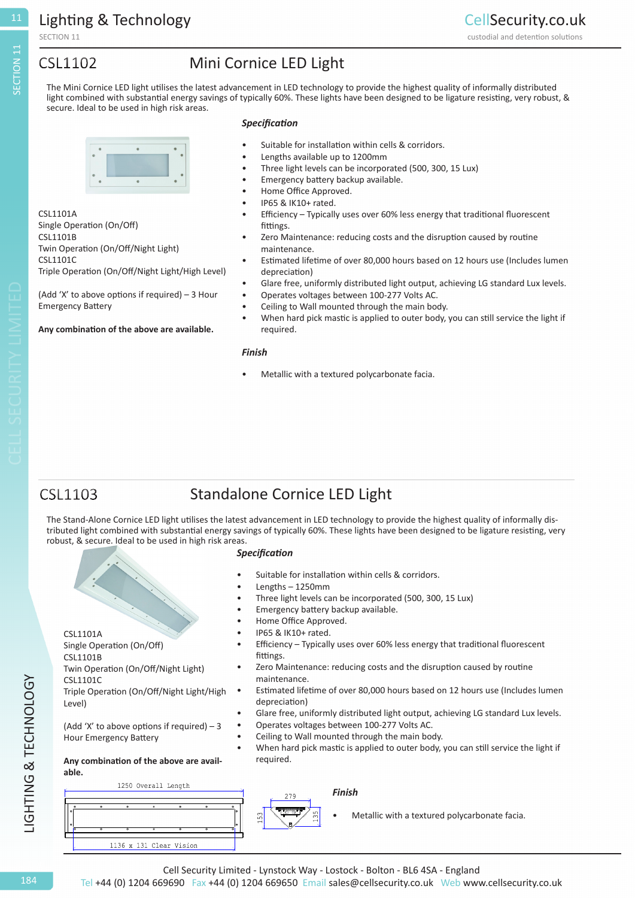## CSL1102 Mini Cornice LED Light

The Mini Cornice LED light utilises the latest advancement in LED technology to provide the highest quality of informally distributed light combined with substantial energy savings of typically 60%. These lights have been designed to be ligature resisting, very robust, & secure. Ideal to be used in high risk areas.

CSL1101A
Single Operation (On/Off)
CSL1101B
Twin Operation (On/Off/Night Light)
CSL1101C
Triple Operation (On/Off/Night Light/High Level)

(Add 'X' to above options if required) – 3 Hour Emergency Battery

**Any combination of the above are available.**

### *Specification*

- Suitable for installation within cells & corridors.
- Lengths available up to 1200mm
- Three light levels can be incorporated (500, 300, 15 Lux)
- Emergency battery backup available.
- Home Office Approved.
- IP65 & IK10+ rated.
- Efficiency – Typically uses over 60% less energy that traditional fluorescent fittings.
- Zero Maintenance: reducing costs and the disruption caused by routine maintenance.
- Estimated lifetime of over 80,000 hours based on 12 hours use (Includes lumen depreciation)
- Glare free, uniformly distributed light output, achieving LG standard Lux levels.
- Operates voltages between 100-277 Volts AC.
- Ceiling to Wall mounted through the main body.
- When hard pick mastic is applied to outer body, you can still service the light if required.

### *Finish*

- Metallic with a textured polycarbonate facia.

## CSL1103 Standalone Cornice LED Light

The Stand-Alone Cornice LED light utilises the latest advancement in LED technology to provide the highest quality of informally distributed light combined with substantial energy savings of typically 60%. These lights have been designed to be ligature resisting, very robust, & secure. Ideal to be used in high risk areas.

CSL1101A
Single Operation (On/Off)
CSL1101B
Twin Operation (On/Off/Night Light)
CSL1101C
Triple Operation (On/Off/Night Light/High Level)

(Add 'X' to above options if required) – 3 Hour Emergency Battery

**Any combination of the above are available.**

### *Specification*

- Suitable for installation within cells & corridors.
- Lengths – 1250mm
- Three light levels can be incorporated (500, 300, 15 Lux)
- Emergency battery backup available.
- Home Office Approved.
- IP65 & IK10+ rated.
- Efficiency – Typically uses over 60% less energy that traditional fluorescent fittings.
- Zero Maintenance: reducing costs and the disruption caused by routine maintenance.
- Estimated lifetime of over 80,000 hours based on 12 hours use (Includes lumen depreciation)
- Glare free, uniformly distributed light output, achieving LG standard Lux levels.
- Operates voltages between 100-277 Volts AC.
- Ceiling to Wall mounted through the main body.
- When hard pick mastic is applied to outer body, you can still service the light if required.

1250 Overall Length

1136 x 131 Clear Vision

279

153

135

### *Finish*

- Metallic with a textured polycarbonate facia.

Cell Security Limited - Lynstock Way - Lostock - Bolton - BL6 4SA - England
Tel +44 (0) 1204 669690 Fax +44 (0) 1204 669650 Email sales@cellsecurity.co.uk Web www.cellsecurity.co.uk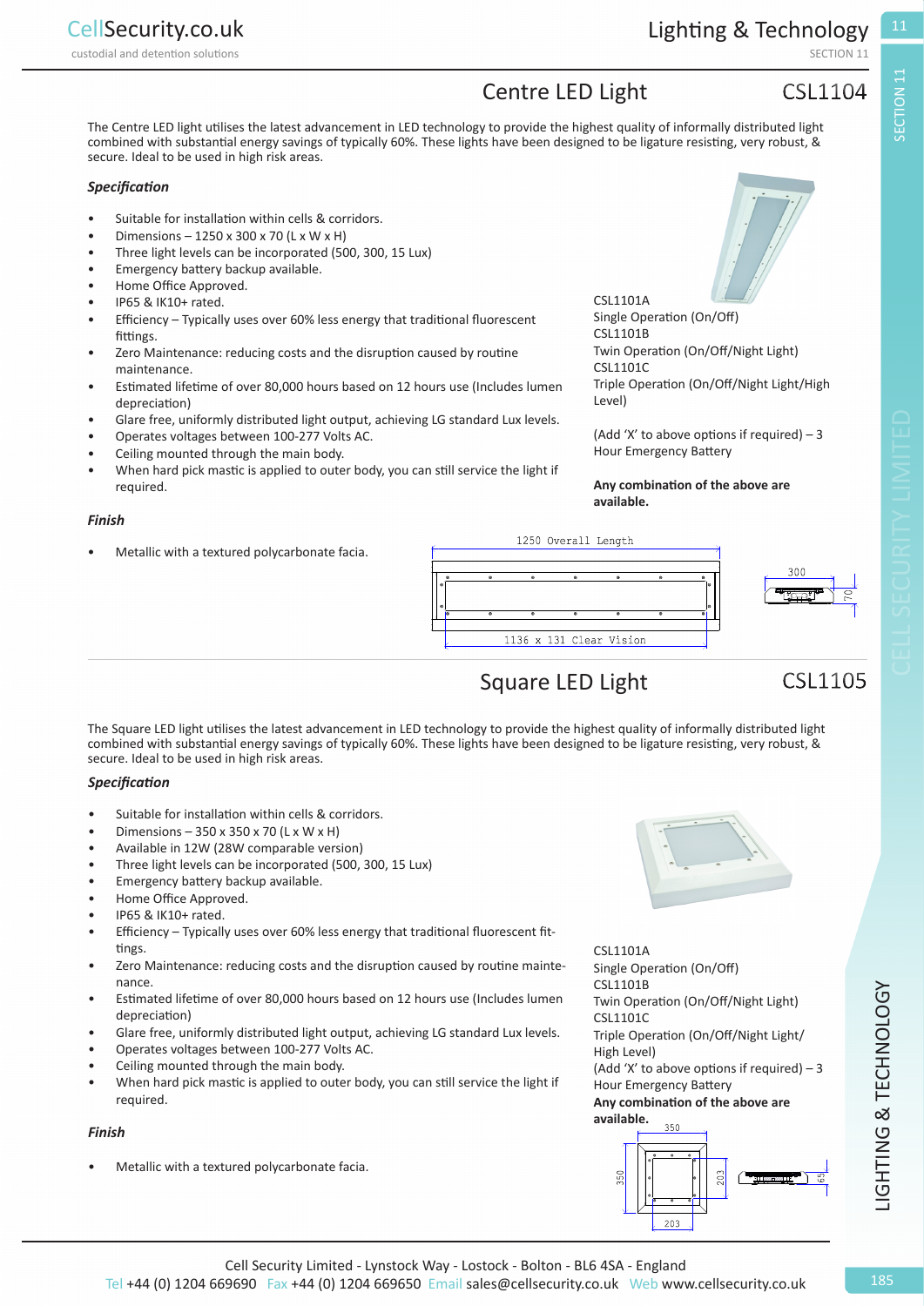## Centre LED Light — CSL1104

The Centre LED light utilises the latest advancement in LED technology to provide the highest quality of informally distributed light combined with substantial energy savings of typically 60%. These lights have been designed to be ligature resisting, very robust, & secure. Ideal to be used in high risk areas.

### *Specification*

- Suitable for installation within cells & corridors.
- Dimensions – 1250 x 300 x 70 (L x W x H)
- Three light levels can be incorporated (500, 300, 15 Lux)
- Emergency battery backup available.
- Home Office Approved.
- IP65 & IK10+ rated.
- Efficiency – Typically uses over 60% less energy that traditional fluorescent fittings.
- Zero Maintenance: reducing costs and the disruption caused by routine maintenance.
- Estimated lifetime of over 80,000 hours based on 12 hours use (Includes lumen depreciation)
- Glare free, uniformly distributed light output, achieving LG standard Lux levels.
- Operates voltages between 100-277 Volts AC.
- Ceiling mounted through the main body.
- When hard pick mastic is applied to outer body, you can still service the light if required.

CSL1101A
Single Operation (On/Off)
CSL1101B
Twin Operation (On/Off/Night Light)
CSL1101C
Triple Operation (On/Off/Night Light/High Level)

(Add 'X' to above options if required) – 3 Hour Emergency Battery

**Any combination of the above are available.**

### *Finish*

- Metallic with a textured polycarbonate facia.

1250 Overall Length

1136 x 131 Clear Vision

300

70

## Square LED Light — CSL1105

The Square LED light utilises the latest advancement in LED technology to provide the highest quality of informally distributed light combined with substantial energy savings of typically 60%. These lights have been designed to be ligature resisting, very robust, & secure. Ideal to be used in high risk areas.

### *Specification*

- Suitable for installation within cells & corridors.
- Dimensions – 350 x 350 x 70 (L x W x H)
- Available in 12W (28W comparable version)
- Three light levels can be incorporated (500, 300, 15 Lux)
- Emergency battery backup available.
- Home Office Approved.
- IP65 & IK10+ rated.
- Efficiency – Typically uses over 60% less energy that traditional fluorescent fittings.
- Zero Maintenance: reducing costs and the disruption caused by routine maintenance.
- Estimated lifetime of over 80,000 hours based on 12 hours use (Includes lumen depreciation)
- Glare free, uniformly distributed light output, achieving LG standard Lux levels.
- Operates voltages between 100-277 Volts AC.
- Ceiling mounted through the main body.
- When hard pick mastic is applied to outer body, you can still service the light if required.

CSL1101A
Single Operation (On/Off)
CSL1101B
Twin Operation (On/Off/Night Light)
CSL1101C
Triple Operation (On/Off/Night Light/High Level)
(Add 'X' to above options if required) – 3 Hour Emergency Battery
**Any combination of the above are available.**

### *Finish*

- Metallic with a textured polycarbonate facia.

350

350

203

203

65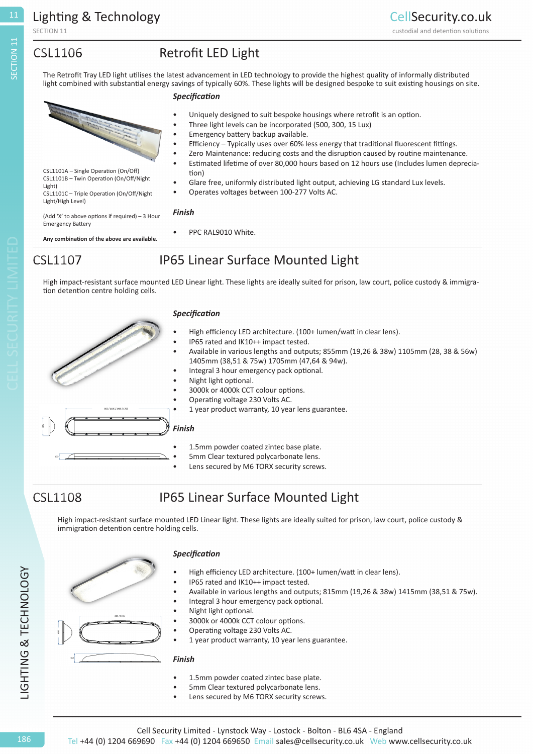## CSL1106 Retrofit LED Light

The Retrofit Tray LED light utilises the latest advancement in LED technology to provide the highest quality of informally distributed light combined with substantial energy savings of typically 60%. These lights will be designed bespoke to suit existing housings on site.

CSL1101A – Single Operation (On/Off)
CSL1101B – Twin Operation (On/Off/Night Light)
CSL1101C – Triple Operation (On/Off/Night Light/High Level)

(Add 'X' to above options if required) – 3 Hour Emergency Battery

**Any combination of the above are available.**

***Specification***

- Uniquely designed to suit bespoke housings where retrofit is an option.
- Three light levels can be incorporated (500, 300, 15 Lux)
- Emergency battery backup available.
- Efficiency – Typically uses over 60% less energy that traditional fluorescent fittings.
- Zero Maintenance: reducing costs and the disruption caused by routine maintenance.
- Estimated lifetime of over 80,000 hours based on 12 hours use (Includes lumen depreciation)
- Glare free, uniformly distributed light output, achieving LG standard Lux levels.
- Operates voltages between 100-277 Volts AC.

***Finish***

- PPC RAL9010 White.

## CSL1107 IP65 Linear Surface Mounted Light

High impact-resistant surface mounted LED Linear light. These lights are ideally suited for prison, law court, police custody & immigration detention centre holding cells.

***Specification***

- High efficiency LED architecture. (100+ lumen/watt in clear lens).
- IP65 rated and IK10++ impact tested.
- Available in various lengths and outputs; 855mm (19,26 & 38w) 1105mm (28, 38 & 56w) 1405mm (38,51 & 75w) 1705mm (47,64 & 94w).
- Integral 3 hour emergency pack optional.
- Night light optional.
- 3000k or 4000k CCT colour options.
- Operating voltage 230 Volts AC.
- 1 year product warranty, 10 year lens guarantee.

***Finish***

- 1.5mm powder coated zintec base plate.
- 5mm Clear textured polycarbonate lens.
- Lens secured by M6 TORX security screws.

## CSL1108 IP65 Linear Surface Mounted Light

High impact-resistant surface mounted LED Linear light. These lights are ideally suited for prison, law court, police custody & immigration detention centre holding cells.

***Specification***

- High efficiency LED architecture. (100+ lumen/watt in clear lens).
- IP65 rated and IK10++ impact tested.
- Available in various lengths and outputs; 815mm (19,26 & 38w) 1415mm (38,51 & 75w).
- Integral 3 hour emergency pack optional.
- Night light optional.
- 3000k or 4000k CCT colour options.
- Operating voltage 230 Volts AC.
- 1 year product warranty, 10 year lens guarantee.

***Finish***

- 1.5mm powder coated zintec base plate.
- 5mm Clear textured polycarbonate lens.
- Lens secured by M6 TORX security screws.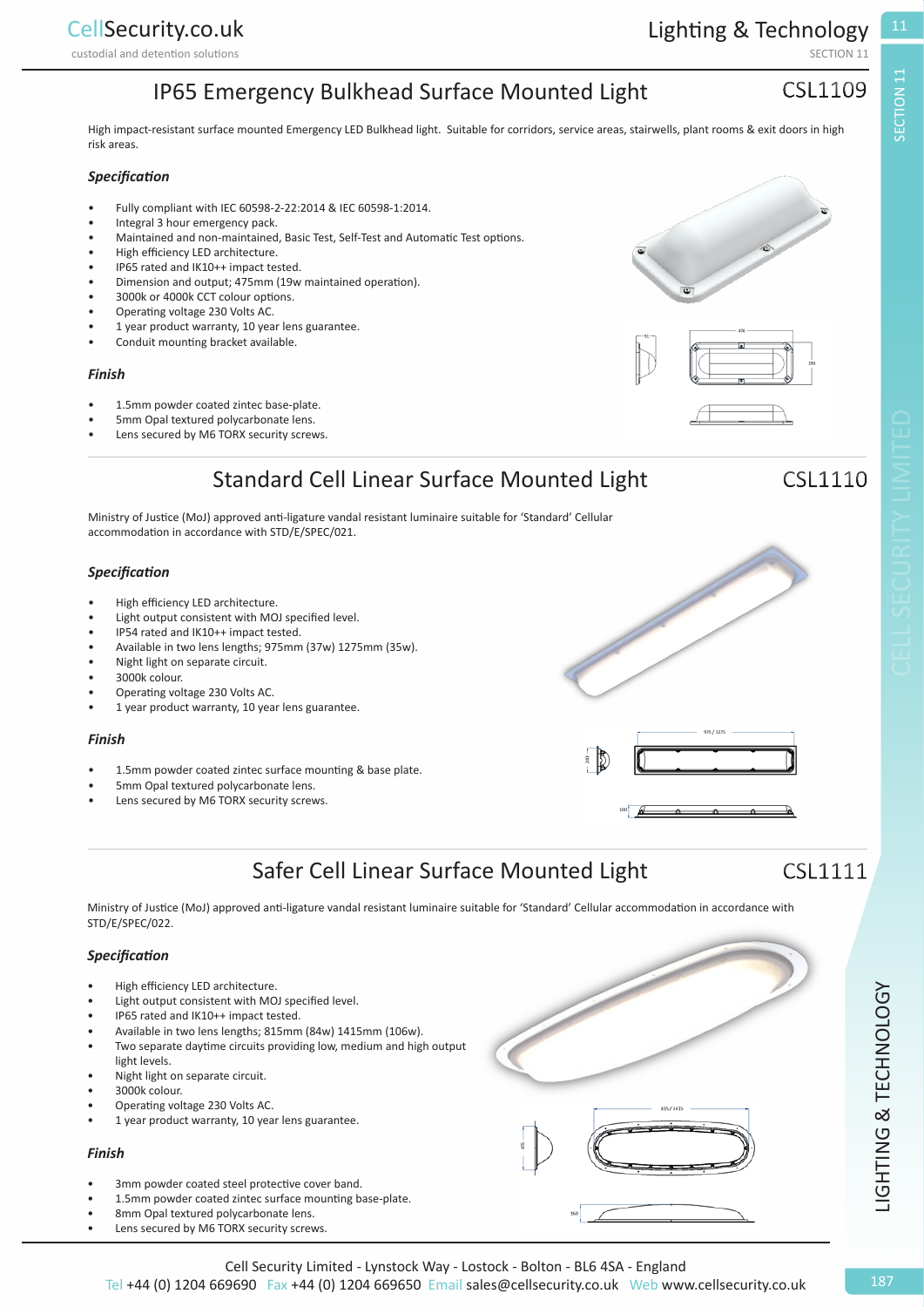## IP65 Emergency Bulkhead Surface Mounted Light

CSL1109

High impact-resistant surface mounted Emergency LED Bulkhead light. Suitable for corridors, service areas, stairwells, plant rooms & exit doors in high risk areas.

### *Specification*

- Fully compliant with IEC 60598-2-22:2014 & IEC 60598-1:2014.
- Integral 3 hour emergency pack.
- Maintained and non-maintained, Basic Test, Self-Test and Automatic Test options.
- High efficiency LED architecture.
- IP65 rated and IK10++ impact tested.
- Dimension and output; 475mm (19w maintained operation).
- 3000k or 4000k CCT colour options.
- Operating voltage 230 Volts AC.
- 1 year product warranty, 10 year lens guarantee.
- Conduit mounting bracket available.

### *Finish*

- 1.5mm powder coated zintec base-plate.
- 5mm Opal textured polycarbonate lens.
- Lens secured by M6 TORX security screws.

## Standard Cell Linear Surface Mounted Light

CSL1110

Ministry of Justice (MoJ) approved anti-ligature vandal resistant luminaire suitable for 'Standard' Cellular accommodation in accordance with STD/E/SPEC/021.

### *Specification*

- High efficiency LED architecture.
- Light output consistent with MOJ specified level.
- IP54 rated and IK10++ impact tested.
- Available in two lens lengths; 975mm (37w) 1275mm (35w).
- Night light on separate circuit.
- 3000k colour.
- Operating voltage 230 Volts AC.
- 1 year product warranty, 10 year lens guarantee.

### *Finish*

- 1.5mm powder coated zintec surface mounting & base plate.
- 5mm Opal textured polycarbonate lens.
- Lens secured by M6 TORX security screws.

## Safer Cell Linear Surface Mounted Light

CSL1111

Ministry of Justice (MoJ) approved anti-ligature vandal resistant luminaire suitable for 'Standard' Cellular accommodation in accordance with STD/E/SPEC/022.

### *Specification*

- High efficiency LED architecture.
- Light output consistent with MOJ specified level.
- IP65 rated and IK10++ impact tested.
- Available in two lens lengths; 815mm (84w) 1415mm (106w).
- Two separate daytime circuits providing low, medium and high output light levels.
- Night light on separate circuit.
- 3000k colour.
- Operating voltage 230 Volts AC.
- 1 year product warranty, 10 year lens guarantee.

### *Finish*

- 3mm powder coated steel protective cover band.
- 1.5mm powder coated zintec surface mounting base-plate.
- 8mm Opal textured polycarbonate lens.
- Lens secured by M6 TORX security screws.